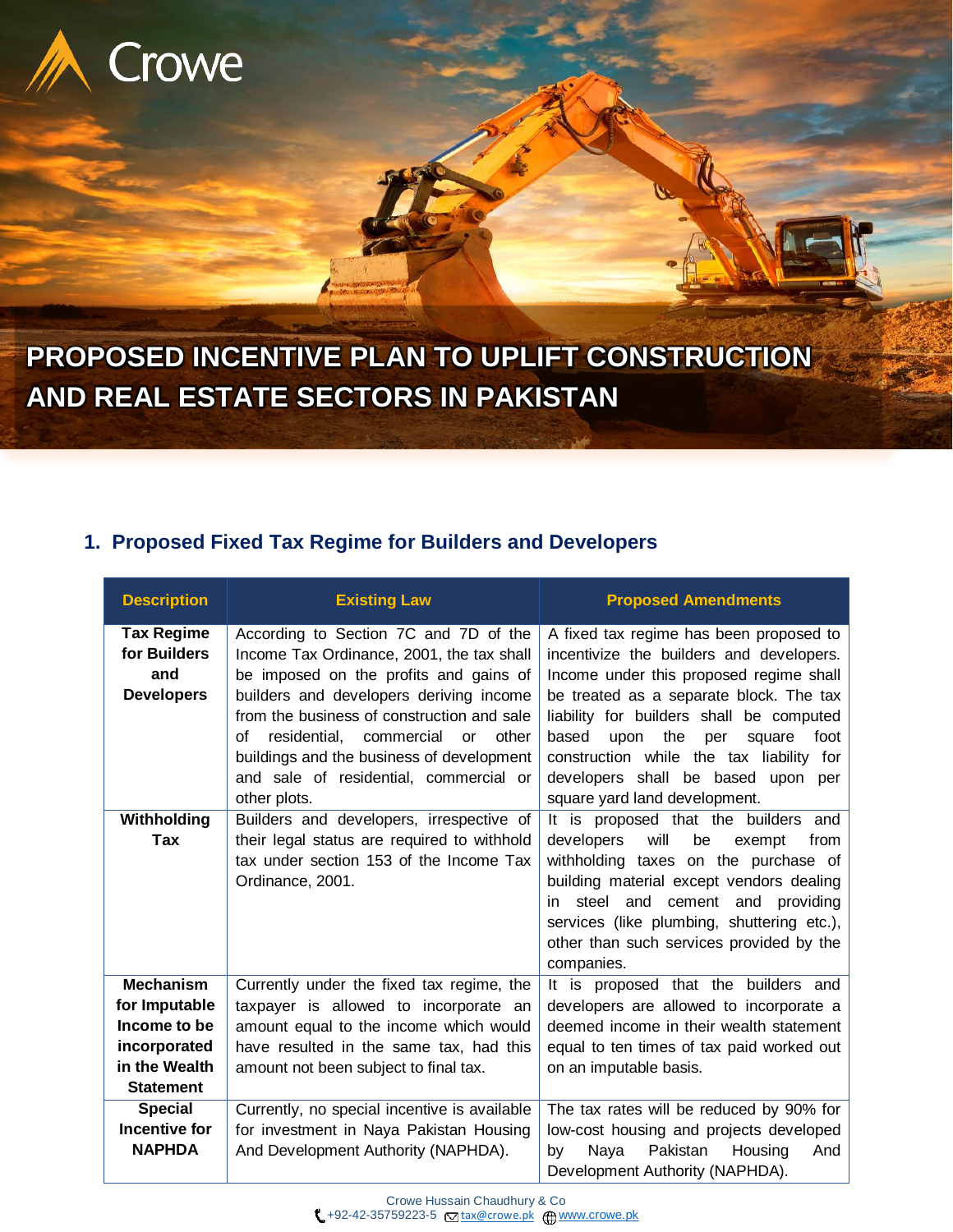# PROPOSED INCENTIVE PLAN TO UPLIFT CONSTRUCTION AND REAL ESTATE SECTORS IN PAKISTAN

## 1. Proposed Fixed Tax Regime for Builders and Developers

| Description | Existing Law | Proposed Amendments |
|---|---|---|
| **Tax Regime for Builders and Developers** | According to Section 7C and 7D of the Income Tax Ordinance, 2001, the tax shall be imposed on the profits and gains of builders and developers deriving income from the business of construction and sale of residential, commercial or other buildings and the business of development and sale of residential, commercial or other plots. | A fixed tax regime has been proposed to incentivize the builders and developers. Income under this proposed regime shall be treated as a separate block. The tax liability for builders shall be computed based upon the per square foot construction while the tax liability for developers shall be based upon per square yard land development. |
| **Withholding Tax** | Builders and developers, irrespective of their legal status are required to withhold tax under section 153 of the Income Tax Ordinance, 2001. | It is proposed that the builders and developers will be exempt from withholding taxes on the purchase of building material except vendors dealing in steel and cement and providing services (like plumbing, shuttering etc.), other than such services provided by the companies. |
| **Mechanism for Imputable Income to be incorporated in the Wealth Statement** | Currently under the fixed tax regime, the taxpayer is allowed to incorporate an amount equal to the income which would have resulted in the same tax, had this amount not been subject to final tax. | It is proposed that the builders and developers are allowed to incorporate a deemed income in their wealth statement equal to ten times of tax paid worked out on an imputable basis. |
| **Special Incentive for NAPHDA** | Currently, no special incentive is available for investment in Naya Pakistan Housing And Development Authority (NAPHDA). | The tax rates will be reduced by 90% for low-cost housing and projects developed by Naya Pakistan Housing And Development Authority (NAPHDA). |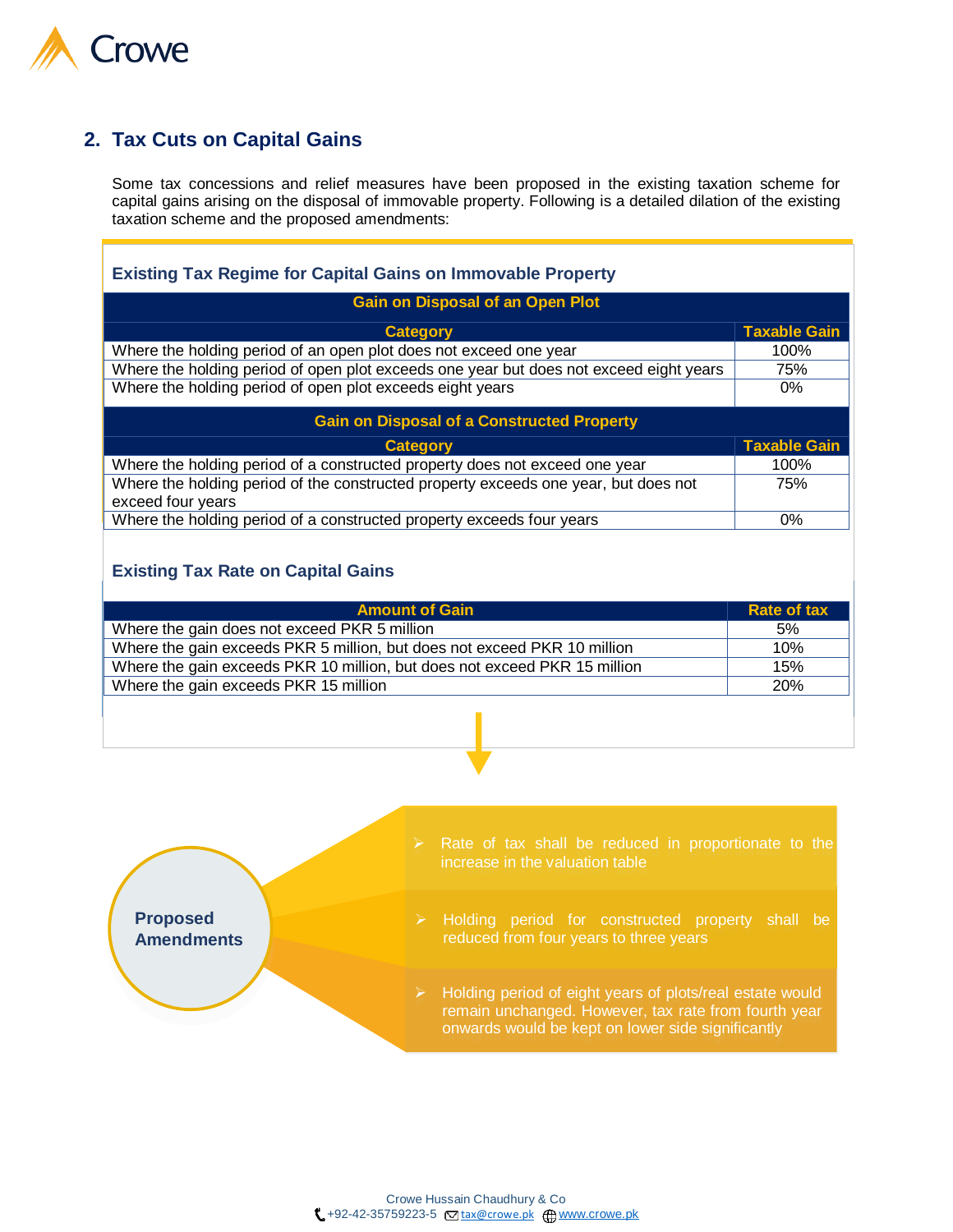## 2. Tax Cuts on Capital Gains

Some tax concessions and relief measures have been proposed in the existing taxation scheme for capital gains arising on the disposal of immovable property. Following is a detailed dilation of the existing taxation scheme and the proposed amendments:

### Existing Tax Regime for Capital Gains on Immovable Property

**Gain on Disposal of an Open Plot**

| Category | Taxable Gain |
|---|---|
| Where the holding period of an open plot does not exceed one year | 100% |
| Where the holding period of open plot exceeds one year but does not exceed eight years | 75% |
| Where the holding period of open plot exceeds eight years | 0% |

**Gain on Disposal of a Constructed Property**

| Category | Taxable Gain |
|---|---|
| Where the holding period of a constructed property does not exceed one year | 100% |
| Where the holding period of the constructed property exceeds one year, but does not exceed four years | 75% |
| Where the holding period of a constructed property exceeds four years | 0% |

### Existing Tax Rate on Capital Gains

| Amount of Gain | Rate of tax |
|---|---|
| Where the gain does not exceed PKR 5 million | 5% |
| Where the gain exceeds PKR 5 million, but does not exceed PKR 10 million | 10% |
| Where the gain exceeds PKR 10 million, but does not exceed PKR 15 million | 15% |
| Where the gain exceeds PKR 15 million | 20% |

**Proposed Amendments**

- Rate of tax shall be reduced in proportionate to the increase in the valuation table
- Holding period for constructed property shall be reduced from four years to three years
- Holding period of eight years of plots/real estate would remain unchanged. However, tax rate from fourth year onwards would be kept on lower side significantly

Crowe Hussain Chaudhury & Co
+92-42-35759223-5 tax@crowe.pk www.crowe.pk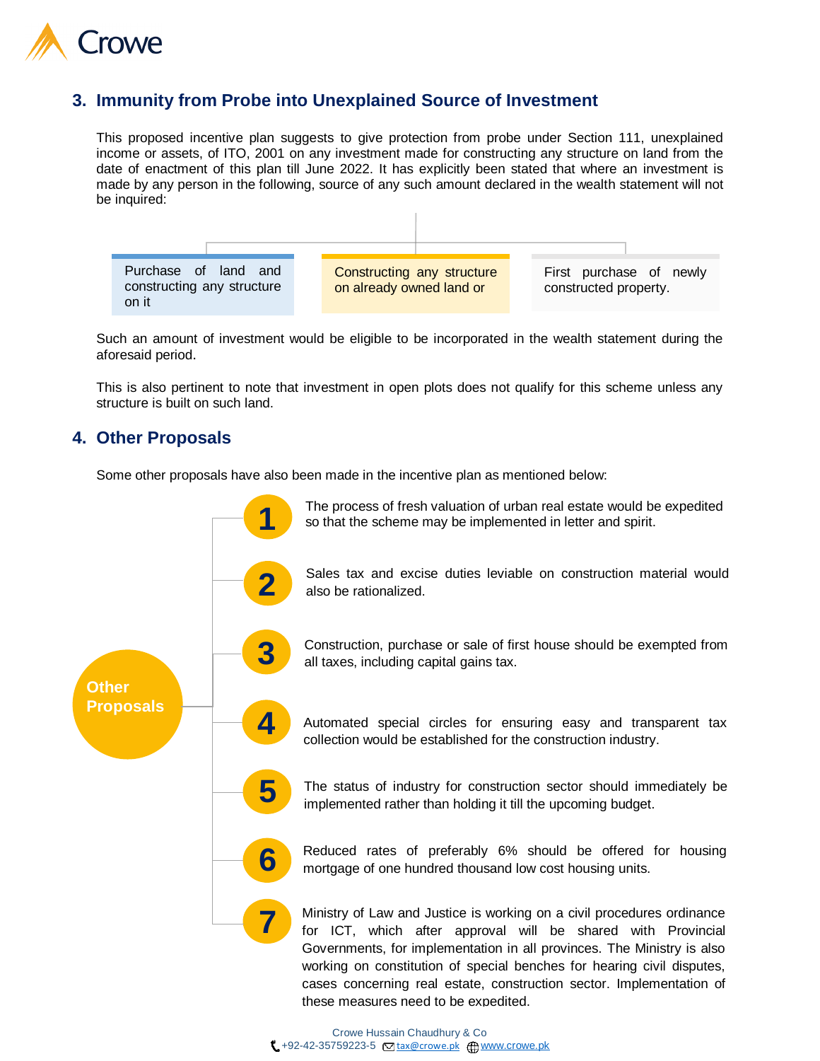## 3. Immunity from Probe into Unexplained Source of Investment

This proposed incentive plan suggests to give protection from probe under Section 111, unexplained income or assets, of ITO, 2001 on any investment made for constructing any structure on land from the date of enactment of this plan till June 2022. It has explicitly been stated that where an investment is made by any person in the following, source of any such amount declared in the wealth statement will not be inquired:

- Purchase of land and constructing any structure on it
- Constructing any structure on already owned land or
- First purchase of newly constructed property.

Such an amount of investment would be eligible to be incorporated in the wealth statement during the aforesaid period.

This is also pertinent to note that investment in open plots does not qualify for this scheme unless any structure is built on such land.

## 4. Other Proposals

Some other proposals have also been made in the incentive plan as mentioned below:

**Other Proposals**

1. The process of fresh valuation of urban real estate would be expedited so that the scheme may be implemented in letter and spirit.
2. Sales tax and excise duties leviable on construction material would also be rationalized.
3. Construction, purchase or sale of first house should be exempted from all taxes, including capital gains tax.
4. Automated special circles for ensuring easy and transparent tax collection would be established for the construction industry.
5. The status of industry for construction sector should immediately be implemented rather than holding it till the upcoming budget.
6. Reduced rates of preferably 6% should be offered for housing mortgage of one hundred thousand low cost housing units.
7. Ministry of Law and Justice is working on a civil procedures ordinance for ICT, which after approval will be shared with Provincial Governments, for implementation in all provinces. The Ministry is also working on constitution of special benches for hearing civil disputes, cases concerning real estate, construction sector. Implementation of these measures need to be expedited.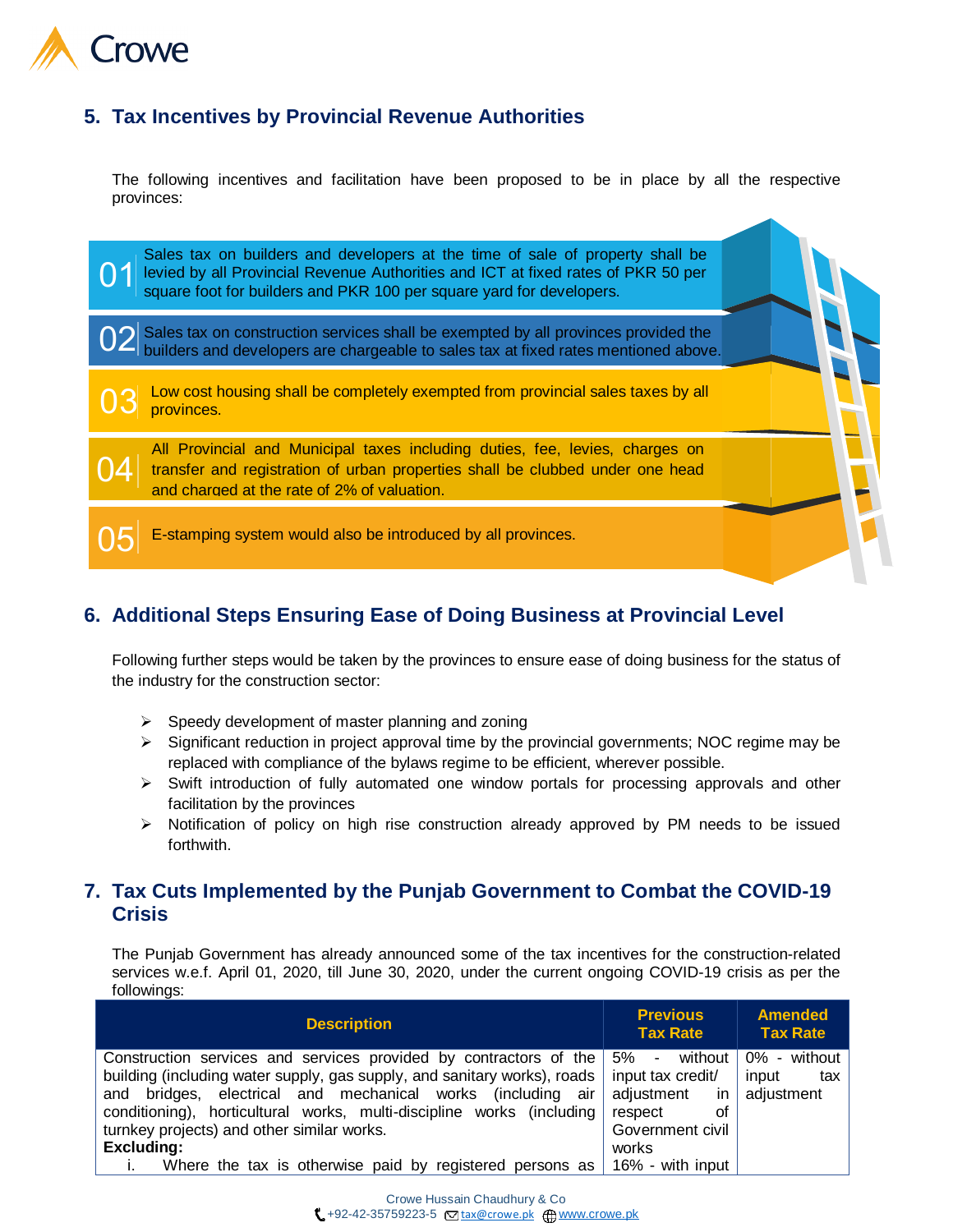## 5. Tax Incentives by Provincial Revenue Authorities

The following incentives and facilitation have been proposed to be in place by all the respective provinces:

01 Sales tax on builders and developers at the time of sale of property shall be levied by all Provincial Revenue Authorities and ICT at fixed rates of PKR 50 per square foot for builders and PKR 100 per square yard for developers.

02 Sales tax on construction services shall be exempted by all provinces provided the builders and developers are chargeable to sales tax at fixed rates mentioned above.

03 Low cost housing shall be completely exempted from provincial sales taxes by all provinces.

04 All Provincial and Municipal taxes including duties, fee, levies, charges on transfer and registration of urban properties shall be clubbed under one head and charged at the rate of 2% of valuation.

05 E-stamping system would also be introduced by all provinces.

## 6. Additional Steps Ensuring Ease of Doing Business at Provincial Level

Following further steps would be taken by the provinces to ensure ease of doing business for the status of the industry for the construction sector:

- Speedy development of master planning and zoning
- Significant reduction in project approval time by the provincial governments; NOC regime may be replaced with compliance of the bylaws regime to be efficient, wherever possible.
- Swift introduction of fully automated one window portals for processing approvals and other facilitation by the provinces
- Notification of policy on high rise construction already approved by PM needs to be issued forthwith.

## 7. Tax Cuts Implemented by the Punjab Government to Combat the COVID-19 Crisis

The Punjab Government has already announced some of the tax incentives for the construction-related services w.e.f. April 01, 2020, till June 30, 2020, under the current ongoing COVID-19 crisis as per the followings:

| Description | Previous Tax Rate | Amended Tax Rate |
|---|---|---|
| Construction services and services provided by contractors of the building (including water supply, gas supply, and sanitary works), roads and bridges, electrical and mechanical works (including air conditioning), horticultural works, multi-discipline works (including turnkey projects) and other similar works.<br>**Excluding:**<br>i. Where the tax is otherwise paid by registered persons as | 5% - without input tax credit/ adjustment in respect of Government civil works<br>16% - with input | 0% - without input tax adjustment |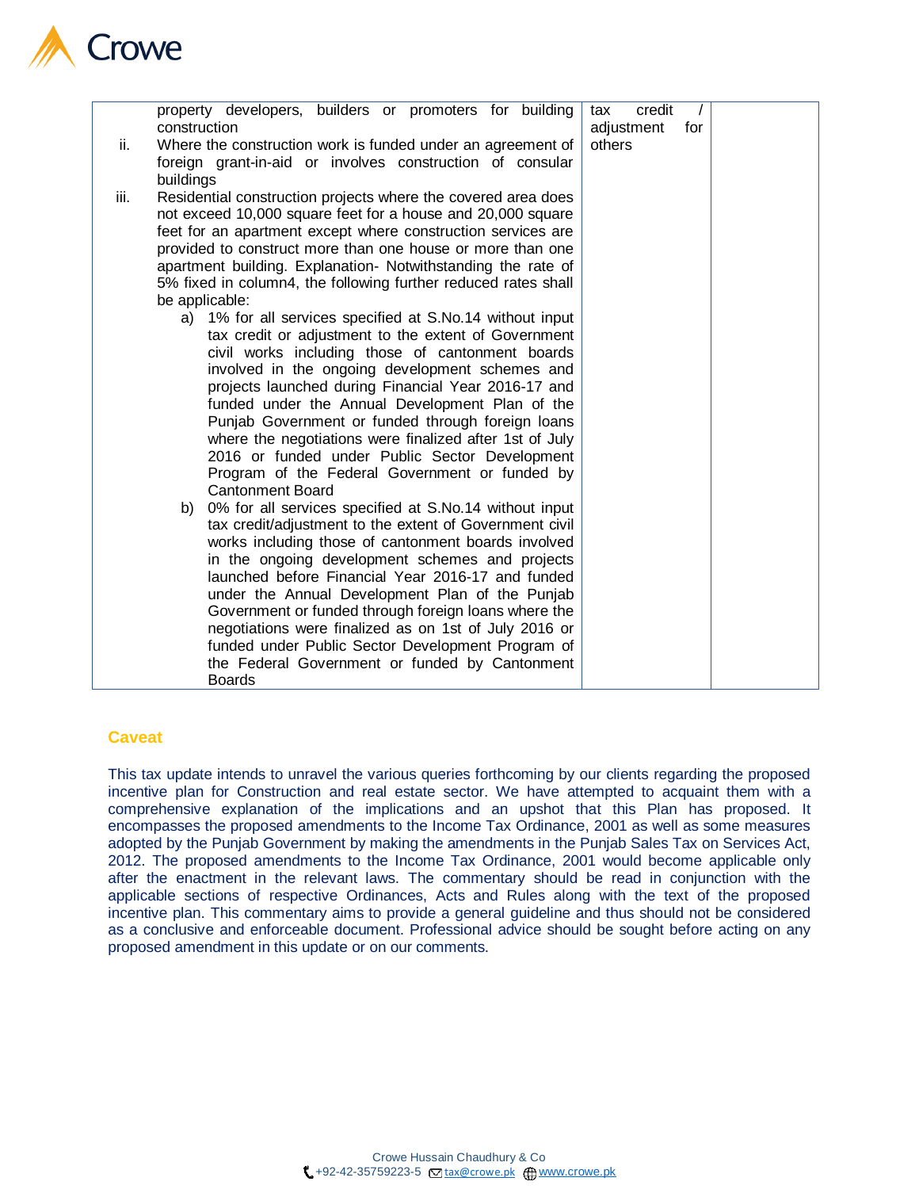| | | | |
|---|---|---|---|
| | property developers, builders or promoters for building construction | tax credit / adjustment for others | |
| ii. | Where the construction work is funded under an agreement of foreign grant-in-aid or involves construction of consular buildings | | |
| iii. | Residential construction projects where the covered area does not exceed 10,000 square feet for a house and 20,000 square feet for an apartment except where construction services are provided to construct more than one house or more than one apartment building. Explanation- Notwithstanding the rate of 5% fixed in column4, the following further reduced rates shall be applicable:<br>a) 1% for all services specified at S.No.14 without input tax credit or adjustment to the extent of Government civil works including those of cantonment boards involved in the ongoing development schemes and projects launched during Financial Year 2016-17 and funded under the Annual Development Plan of the Punjab Government or funded through foreign loans where the negotiations were finalized after 1st of July 2016 or funded under Public Sector Development Program of the Federal Government or funded by Cantonment Board<br>b) 0% for all services specified at S.No.14 without input tax credit/adjustment to the extent of Government civil works including those of cantonment boards involved in the ongoing development schemes and projects launched before Financial Year 2016-17 and funded under the Annual Development Plan of the Punjab Government or funded through foreign loans where the negotiations were finalized as on 1st of July 2016 or funded under Public Sector Development Program of the Federal Government or funded by Cantonment Boards | | |

## Caveat

This tax update intends to unravel the various queries forthcoming by our clients regarding the proposed incentive plan for Construction and real estate sector. We have attempted to acquaint them with a comprehensive explanation of the implications and an upshot that this Plan has proposed. It encompasses the proposed amendments to the Income Tax Ordinance, 2001 as well as some measures adopted by the Punjab Government by making the amendments in the Punjab Sales Tax on Services Act, 2012. The proposed amendments to the Income Tax Ordinance, 2001 would become applicable only after the enactment in the relevant laws. The commentary should be read in conjunction with the applicable sections of respective Ordinances, Acts and Rules along with the text of the proposed incentive plan. This commentary aims to provide a general guideline and thus should not be considered as a conclusive and enforceable document. Professional advice should be sought before acting on any proposed amendment in this update or on our comments.